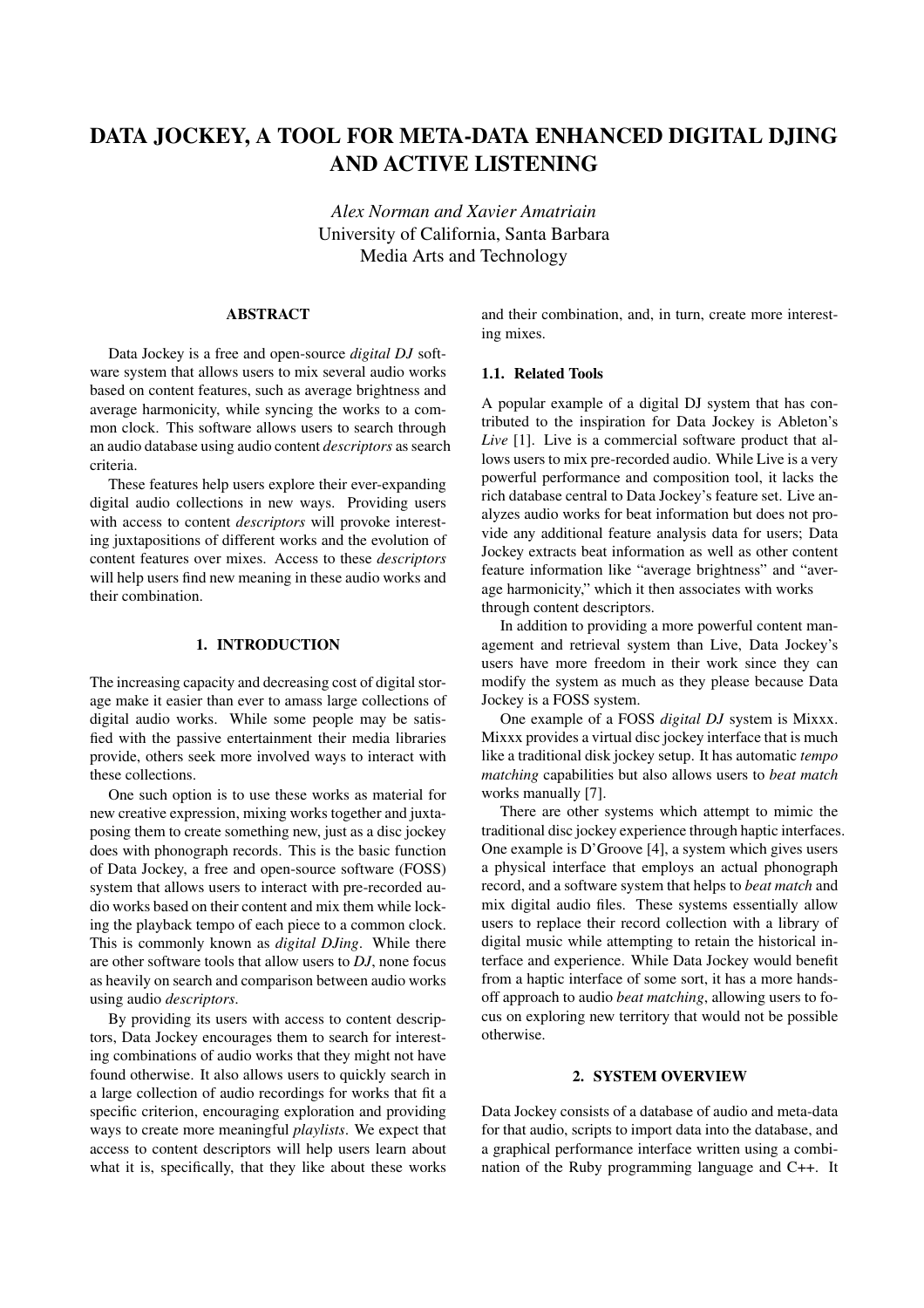# DATA JOCKEY, A TOOL FOR META-DATA ENHANCED DIGITAL DJING AND ACTIVE LISTENING

*Alex Norman and Xavier Amatriain*
University of California, Santa Barbara
Media Arts and Technology

## ABSTRACT

Data Jockey is a free and open-source *digital DJ* software system that allows users to mix several audio works based on content features, such as average brightness and average harmonicity, while syncing the works to a common clock. This software allows users to search through an audio database using audio content *descriptors* as search criteria.

These features help users explore their ever-expanding digital audio collections in new ways. Providing users with access to content *descriptors* will provoke interesting juxtapositions of different works and the evolution of content features over mixes. Access to these *descriptors* will help users find new meaning in these audio works and their combination.

## 1. INTRODUCTION

The increasing capacity and decreasing cost of digital storage make it easier than ever to amass large collections of digital audio works. While some people may be satisfied with the passive entertainment their media libraries provide, others seek more involved ways to interact with these collections.

One such option is to use these works as material for new creative expression, mixing works together and juxtaposing them to create something new, just as a disc jockey does with phonograph records. This is the basic function of Data Jockey, a free and open-source software (FOSS) system that allows users to interact with pre-recorded audio works based on their content and mix them while locking the playback tempo of each piece to a common clock. This is commonly known as *digital DJing*. While there are other software tools that allow users to *DJ*, none focus as heavily on search and comparison between audio works using audio *descriptors*.

By providing its users with access to content descriptors, Data Jockey encourages them to search for interesting combinations of audio works that they might not have found otherwise. It also allows users to quickly search in a large collection of audio recordings for works that fit a specific criterion, encouraging exploration and providing ways to create more meaningful *playlists*. We expect that access to content descriptors will help users learn about what it is, specifically, that they like about these works and their combination, and, in turn, create more interesting mixes.

### 1.1. Related Tools

A popular example of a digital DJ system that has contributed to the inspiration for Data Jockey is Ableton's *Live* [1]. Live is a commercial software product that allows users to mix pre-recorded audio. While Live is a very powerful performance and composition tool, it lacks the rich database central to Data Jockey's feature set. Live analyzes audio works for beat information but does not provide any additional feature analysis data for users; Data Jockey extracts beat information as well as other content feature information like "average brightness" and "average harmonicity," which it then associates with works through content descriptors.

In addition to providing a more powerful content management and retrieval system than Live, Data Jockey's users have more freedom in their work since they can modify the system as much as they please because Data Jockey is a FOSS system.

One example of a FOSS *digital DJ* system is Mixxx. Mixxx provides a virtual disc jockey interface that is much like a traditional disk jockey setup. It has automatic *tempo matching* capabilities but also allows users to *beat match* works manually [7].

There are other systems which attempt to mimic the traditional disc jockey experience through haptic interfaces. One example is D'Groove [4], a system which gives users a physical interface that employs an actual phonograph record, and a software system that helps to *beat match* and mix digital audio files. These systems essentially allow users to replace their record collection with a library of digital music while attempting to retain the historical interface and experience. While Data Jockey would benefit from a haptic interface of some sort, it has a more hands-off approach to audio *beat matching*, allowing users to focus on exploring new territory that would not be possible otherwise.

## 2. SYSTEM OVERVIEW

Data Jockey consists of a database of audio and meta-data for that audio, scripts to import data into the database, and a graphical performance interface written using a combination of the Ruby programming language and C++. It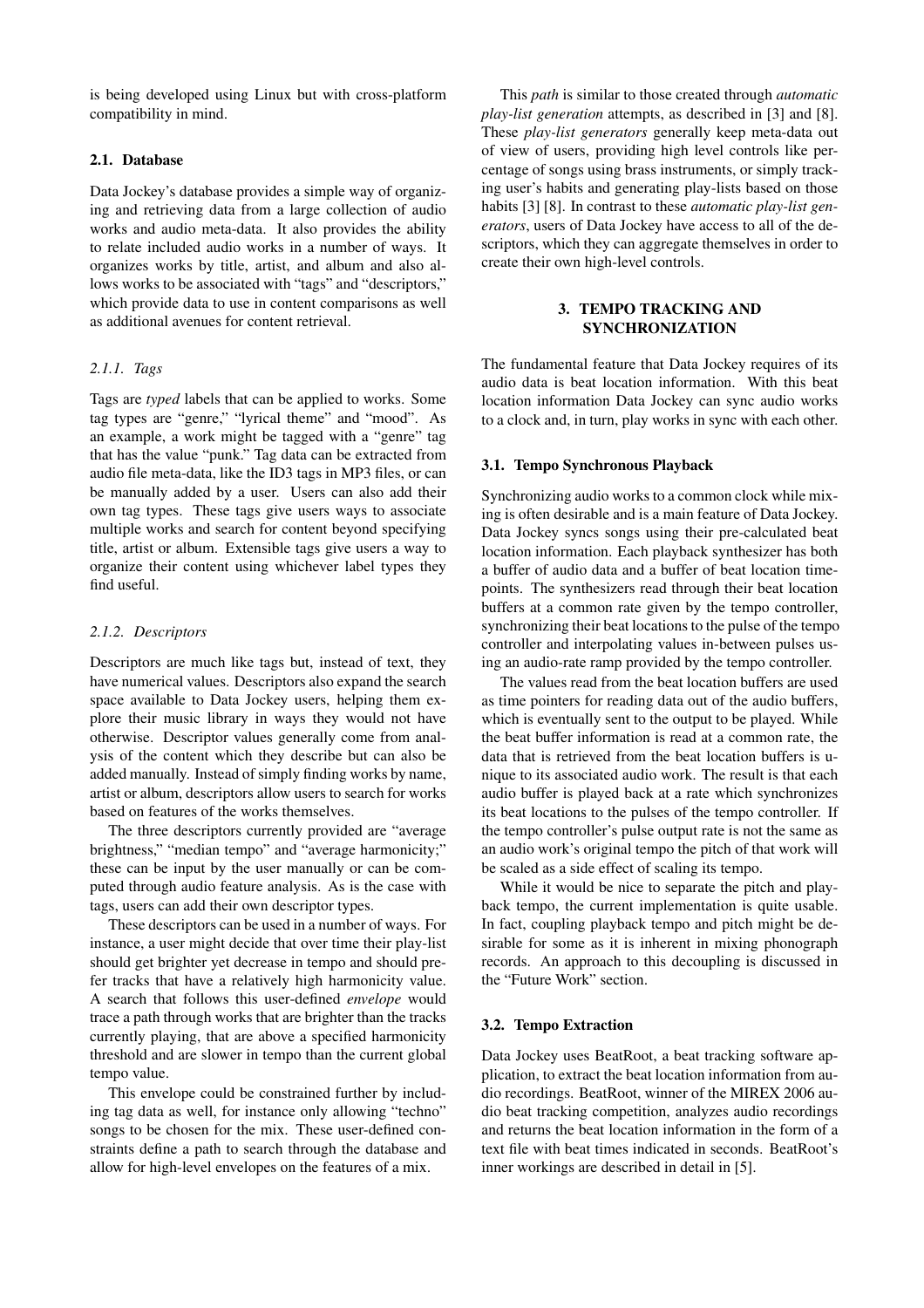is being developed using Linux but with cross-platform compatibility in mind.

### 2.1. Database

Data Jockey's database provides a simple way of organizing and retrieving data from a large collection of audio works and audio meta-data. It also provides the ability to relate included audio works in a number of ways. It organizes works by title, artist, and album and also allows works to be associated with "tags" and "descriptors," which provide data to use in content comparisons as well as additional avenues for content retrieval.

#### *2.1.1. Tags*

Tags are *typed* labels that can be applied to works. Some tag types are "genre," "lyrical theme" and "mood". As an example, a work might be tagged with a "genre" tag that has the value "punk." Tag data can be extracted from audio file meta-data, like the ID3 tags in MP3 files, or can be manually added by a user. Users can also add their own tag types. These tags give users ways to associate multiple works and search for content beyond specifying title, artist or album. Extensible tags give users a way to organize their content using whichever label types they find useful.

#### *2.1.2. Descriptors*

Descriptors are much like tags but, instead of text, they have numerical values. Descriptors also expand the search space available to Data Jockey users, helping them explore their music library in ways they would not have otherwise. Descriptor values generally come from analysis of the content which they describe but can also be added manually. Instead of simply finding works by name, artist or album, descriptors allow users to search for works based on features of the works themselves.

The three descriptors currently provided are "average brightness," "median tempo" and "average harmonicity;" these can be input by the user manually or can be computed through audio feature analysis. As is the case with tags, users can add their own descriptor types.

These descriptors can be used in a number of ways. For instance, a user might decide that over time their play-list should get brighter yet decrease in tempo and should prefer tracks that have a relatively high harmonicity value. A search that follows this user-defined *envelope* would trace a path through works that are brighter than the tracks currently playing, that are above a specified harmonicity threshold and are slower in tempo than the current global tempo value.

This envelope could be constrained further by including tag data as well, for instance only allowing "techno" songs to be chosen for the mix. These user-defined constraints define a path to search through the database and allow for high-level envelopes on the features of a mix.

This *path* is similar to those created through *automatic play-list generation* attempts, as described in [3] and [8]. These *play-list generators* generally keep meta-data out of view of users, providing high level controls like percentage of songs using brass instruments, or simply tracking user's habits and generating play-lists based on those habits [3] [8]. In contrast to these *automatic play-list generators*, users of Data Jockey have access to all of the descriptors, which they can aggregate themselves in order to create their own high-level controls.

## 3. TEMPO TRACKING AND SYNCHRONIZATION

The fundamental feature that Data Jockey requires of its audio data is beat location information. With this beat location information Data Jockey can sync audio works to a clock and, in turn, play works in sync with each other.

### 3.1. Tempo Synchronous Playback

Synchronizing audio works to a common clock while mixing is often desirable and is a main feature of Data Jockey. Data Jockey syncs songs using their pre-calculated beat location information. Each playback synthesizer has both a buffer of audio data and a buffer of beat location timepoints. The synthesizers read through their beat location buffers at a common rate given by the tempo controller, synchronizing their beat locations to the pulse of the tempo controller and interpolating values in-between pulses using an audio-rate ramp provided by the tempo controller.

The values read from the beat location buffers are used as time pointers for reading data out of the audio buffers, which is eventually sent to the output to be played. While the beat buffer information is read at a common rate, the data that is retrieved from the beat location buffers is unique to its associated audio work. The result is that each audio buffer is played back at a rate which synchronizes its beat locations to the pulses of the tempo controller. If the tempo controller's pulse output rate is not the same as an audio work's original tempo the pitch of that work will be scaled as a side effect of scaling its tempo.

While it would be nice to separate the pitch and playback tempo, the current implementation is quite usable. In fact, coupling playback tempo and pitch might be desirable for some as it is inherent in mixing phonograph records. An approach to this decoupling is discussed in the "Future Work" section.

### 3.2. Tempo Extraction

Data Jockey uses BeatRoot, a beat tracking software application, to extract the beat location information from audio recordings. BeatRoot, winner of the MIREX 2006 audio beat tracking competition, analyzes audio recordings and returns the beat location information in the form of a text file with beat times indicated in seconds. BeatRoot's inner workings are described in detail in [5].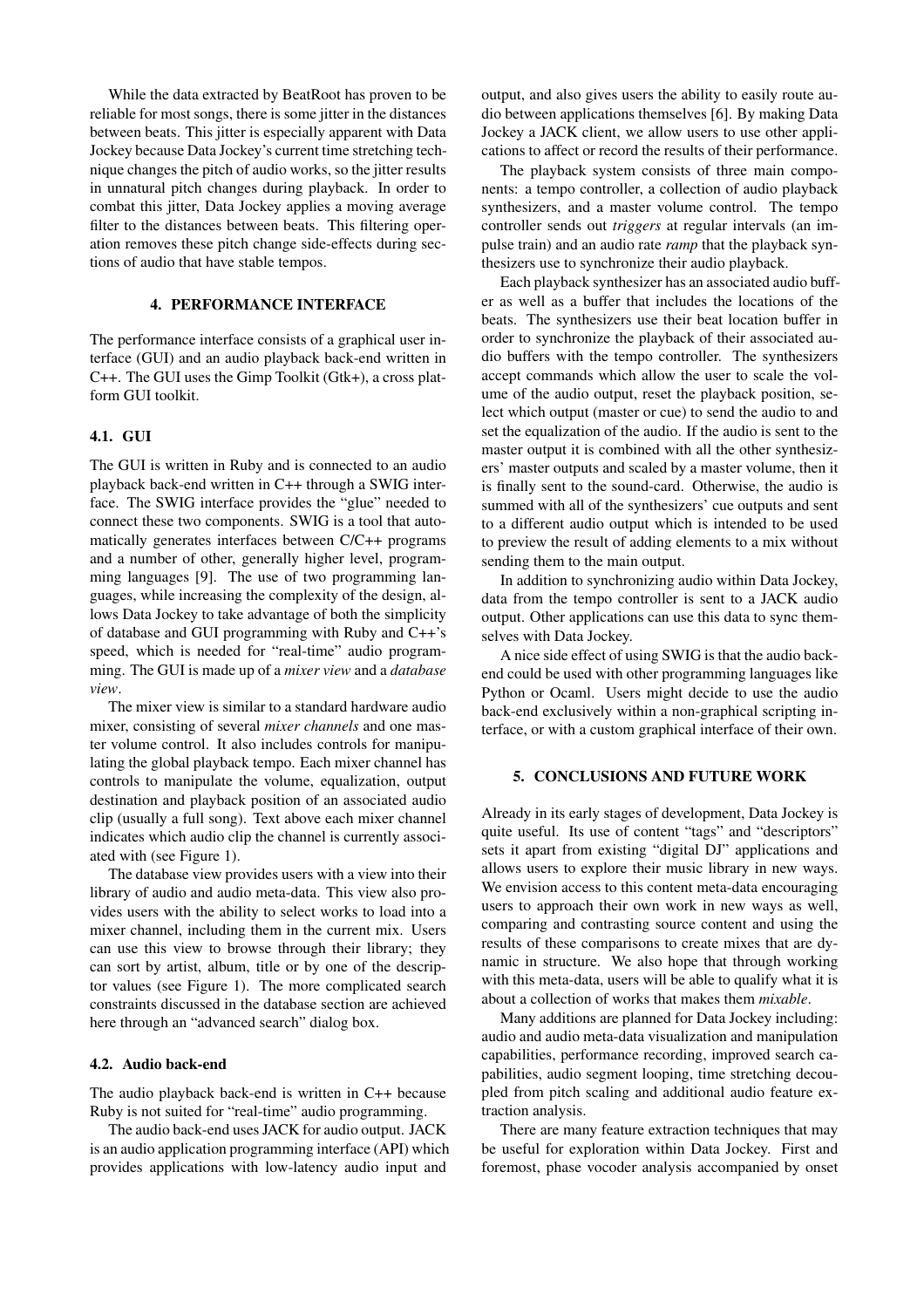While the data extracted by BeatRoot has proven to be reliable for most songs, there is some jitter in the distances between beats. This jitter is especially apparent with Data Jockey because Data Jockey's current time stretching technique changes the pitch of audio works, so the jitter results in unnatural pitch changes during playback. In order to combat this jitter, Data Jockey applies a moving average filter to the distances between beats. This filtering operation removes these pitch change side-effects during sections of audio that have stable tempos.

## 4. PERFORMANCE INTERFACE

The performance interface consists of a graphical user interface (GUI) and an audio playback back-end written in C++. The GUI uses the Gimp Toolkit (Gtk+), a cross platform GUI toolkit.

### 4.1. GUI

The GUI is written in Ruby and is connected to an audio playback back-end written in C++ through a SWIG interface. The SWIG interface provides the "glue" needed to connect these two components. SWIG is a tool that automatically generates interfaces between C/C++ programs and a number of other, generally higher level, programming languages [9]. The use of two programming languages, while increasing the complexity of the design, allows Data Jockey to take advantage of both the simplicity of database and GUI programming with Ruby and C++'s speed, which is needed for "real-time" audio programming. The GUI is made up of a *mixer view* and a *database view*.

The mixer view is similar to a standard hardware audio mixer, consisting of several *mixer channels* and one master volume control. It also includes controls for manipulating the global playback tempo. Each mixer channel has controls to manipulate the volume, equalization, output destination and playback position of an associated audio clip (usually a full song). Text above each mixer channel indicates which audio clip the channel is currently associated with (see Figure 1).

The database view provides users with a view into their library of audio and audio meta-data. This view also provides users with the ability to select works to load into a mixer channel, including them in the current mix. Users can use this view to browse through their library; they can sort by artist, album, title or by one of the descriptor values (see Figure 1). The more complicated search constraints discussed in the database section are achieved here through an "advanced search" dialog box.

### 4.2. Audio back-end

The audio playback back-end is written in C++ because Ruby is not suited for "real-time" audio programming.

The audio back-end uses JACK for audio output. JACK is an audio application programming interface (API) which provides applications with low-latency audio input and output, and also gives users the ability to easily route audio between applications themselves [6]. By making Data Jockey a JACK client, we allow users to use other applications to affect or record the results of their performance.

The playback system consists of three main components: a tempo controller, a collection of audio playback synthesizers, and a master volume control. The tempo controller sends out *triggers* at regular intervals (an impulse train) and an audio rate *ramp* that the playback synthesizers use to synchronize their audio playback.

Each playback synthesizer has an associated audio buffer as well as a buffer that includes the locations of the beats. The synthesizers use their beat location buffer in order to synchronize the playback of their associated audio buffers with the tempo controller. The synthesizers accept commands which allow the user to scale the volume of the audio output, reset the playback position, select which output (master or cue) to send the audio to and set the equalization of the audio. If the audio is sent to the master output it is combined with all the other synthesizers' master outputs and scaled by a master volume, then it is finally sent to the sound-card. Otherwise, the audio is summed with all of the synthesizers' cue outputs and sent to a different audio output which is intended to be used to preview the result of adding elements to a mix without sending them to the main output.

In addition to synchronizing audio within Data Jockey, data from the tempo controller is sent to a JACK audio output. Other applications can use this data to sync themselves with Data Jockey.

A nice side effect of using SWIG is that the audio backend could be used with other programming languages like Python or Ocaml. Users might decide to use the audio back-end exclusively within a non-graphical scripting interface, or with a custom graphical interface of their own.

## 5. CONCLUSIONS AND FUTURE WORK

Already in its early stages of development, Data Jockey is quite useful. Its use of content "tags" and "descriptors" sets it apart from existing "digital DJ" applications and allows users to explore their music library in new ways. We envision access to this content meta-data encouraging users to approach their own work in new ways as well, comparing and contrasting source content and using the results of these comparisons to create mixes that are dynamic in structure. We also hope that through working with this meta-data, users will be able to qualify what it is about a collection of works that makes them *mixable*.

Many additions are planned for Data Jockey including: audio and audio meta-data visualization and manipulation capabilities, performance recording, improved search capabilities, audio segment looping, time stretching decoupled from pitch scaling and additional audio feature extraction analysis.

There are many feature extraction techniques that may be useful for exploration within Data Jockey. First and foremost, phase vocoder analysis accompanied by onset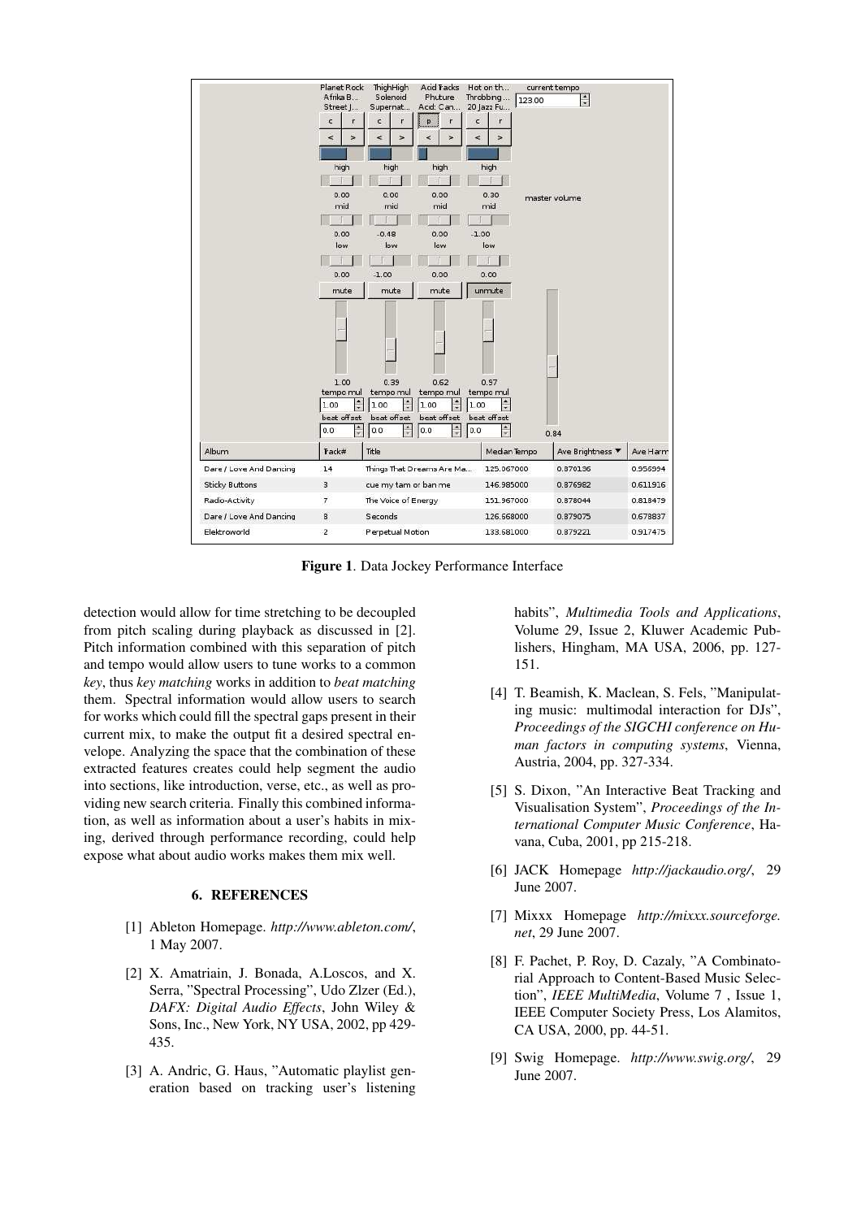Planet Rock
Afrika B...
Street J...

ThighHigh
Solenoid
Supernat...

Acid Tracks
Phuture
Acd: Can...

Hot on th...
Throbbing...
20 Jazz Fu...

current tempo
123.00

c r c r p r c r

< > < > < > < >

high high high high

0.00 0.00 0.00 0.30

mid mid mid mid

master volume

0.00 -0.48 0.00 -1.00

low low low low

0.00 -1.00 0.00 0.00

mute mute mute unmute

1.00 0.39 0.62 0.97

tempo mul tempo mul tempo mul tempo mul

1.00 1.00 1.00 1.00

beat offset beat offset beat offset beat offset

0.0 0.0 0.0 0.0

0.84

| Album | Track# | Title | Median Tempo | Ave Brightness ▼ | Ave Harm |
|---|---|---|---|---|---|
| Dare / Love And Dancing | 14 | Things That Dreams Are Ma... | 125.967000 | 0.870136 | 0.956994 |
| Sticky Buttons | 3 | cue my tam or ban me | 146.985000 | 0.876982 | 0.611916 |
| Radio-Activity | 7 | The Voice of Energy | 151.967000 | 0.878044 | 0.818479 |
| Dare / Love And Dancing | 8 | Seconds | 126.668000 | 0.879075 | 0.678837 |
| Elektroworld | 2 | Perpetual Motion | 133.681000 | 0.879221 | 0.917475 |

**Figure 1**. Data Jockey Performance Interface

detection would allow for time stretching to be decoupled from pitch scaling during playback as discussed in [2]. Pitch information combined with this separation of pitch and tempo would allow users to tune works to a common *key*, thus *key matching* works in addition to *beat matching* them. Spectral information would allow users to search for works which could fill the spectral gaps present in their current mix, to make the output fit a desired spectral envelope. Analyzing the space that the combination of these extracted features creates could help segment the audio into sections, like introduction, verse, etc., as well as providing new search criteria. Finally this combined information, as well as information about a user's habits in mixing, derived through performance recording, could help expose what about audio works makes them mix well.

## 6. REFERENCES

[1] Ableton Homepage. *http://www.ableton.com/*, 1 May 2007.

[2] X. Amatriain, J. Bonada, A.Loscos, and X. Serra, "Spectral Processing", Udo Zlzer (Ed.), *DAFX: Digital Audio Effects*, John Wiley & Sons, Inc., New York, NY USA, 2002, pp 429-435.

[3] A. Andric, G. Haus, "Automatic playlist generation based on tracking user's listening habits", *Multimedia Tools and Applications*, Volume 29, Issue 2, Kluwer Academic Publishers, Hingham, MA USA, 2006, pp. 127-151.

[4] T. Beamish, K. Maclean, S. Fels, "Manipulating music: multimodal interaction for DJs", *Proceedings of the SIGCHI conference on Human factors in computing systems*, Vienna, Austria, 2004, pp. 327-334.

[5] S. Dixon, "An Interactive Beat Tracking and Visualisation System", *Proceedings of the International Computer Music Conference*, Havana, Cuba, 2001, pp 215-218.

[6] JACK Homepage *http://jackaudio.org/*, 29 June 2007.

[7] Mixxx Homepage *http://mixxx.sourceforge.net*, 29 June 2007.

[8] F. Pachet, P. Roy, D. Cazaly, "A Combinatorial Approach to Content-Based Music Selection", *IEEE MultiMedia*, Volume 7 , Issue 1, IEEE Computer Society Press, Los Alamitos, CA USA, 2000, pp. 44-51.

[9] Swig Homepage. *http://www.swig.org/*, 29 June 2007.